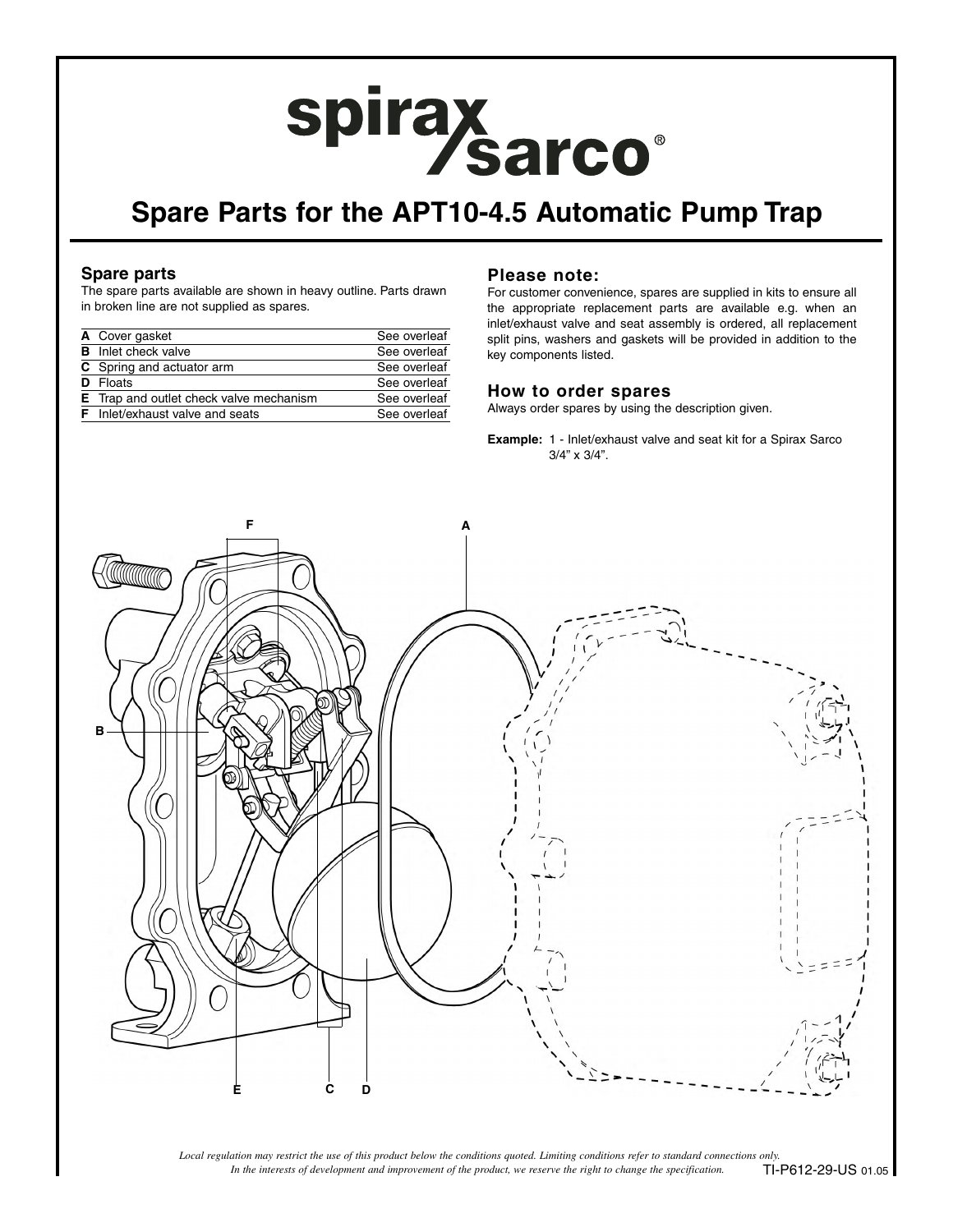# Spare Parts for the APT10-4.5 Automatic Pump Trap

## Spare parts

The spare parts available are shown in heavy outline. Parts drawn in broken line are not supplied as spares.

| | | |
|---|---|---|
| **A** | Cover gasket | See overleaf |
| **B** | Inlet check valve | See overleaf |
| **C** | Spring and actuator arm | See overleaf |
| **D** | Floats | See overleaf |
| **E** | Trap and outlet check valve mechanism | See overleaf |
| **F** | Inlet/exhaust valve and seats | See overleaf |

## Please note:

For customer convenience, spares are supplied in kits to ensure all the appropriate replacement parts are available e.g. when an inlet/exhaust valve and seat assembly is ordered, all replacement split pins, washers and gaskets will be provided in addition to the key components listed.

## How to order spares

Always order spares by using the description given.

**Example:** 1 - Inlet/exhaust valve and seat kit for a Spirax Sarco 3/4" x 3/4".

*Local regulation may restrict the use of this product below the conditions quoted. Limiting conditions refer to standard connections only.*
*In the interests of development and improvement of the product, we reserve the right to change the specification.*

TI-P612-29-US 01.05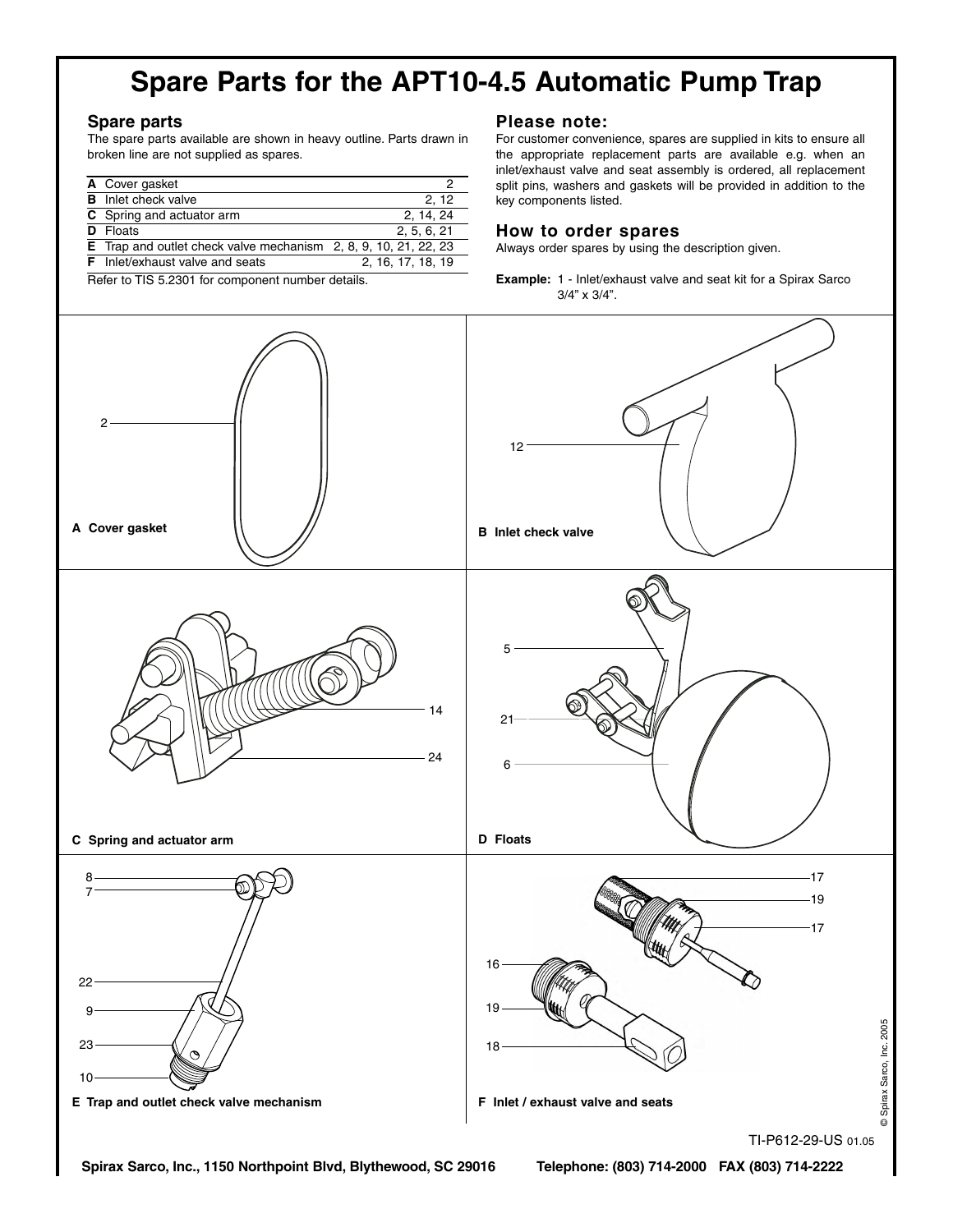# Spare Parts for the APT10-4.5 Automatic Pump Trap

## Spare parts

The spare parts available are shown in heavy outline. Parts drawn in broken line are not supplied as spares.

| | | |
|---|---|---|
| **A** | Cover gasket | 2 |
| **B** | Inlet check valve | 2, 12 |
| **C** | Spring and actuator arm | 2, 14, 24 |
| **D** | Floats | 2, 5, 6, 21 |
| **E** | Trap and outlet check valve mechanism | 2, 8, 9, 10, 21, 22, 23 |
| **F** | Inlet/exhaust valve and seats | 2, 16, 17, 18, 19 |

Refer to TIS 5.2301 for component number details.

## Please note:

For customer convenience, spares are supplied in kits to ensure all the appropriate replacement parts are available e.g. when an inlet/exhaust valve and seat assembly is ordered, all replacement split pins, washers and gaskets will be provided in addition to the key components listed.

## How to order spares

Always order spares by using the description given.

**Example:** 1 - Inlet/exhaust valve and seat kit for a Spirax Sarco 3/4" x 3/4".

2

**A Cover gasket**

12

**B Inlet check valve**

14

24

**C Spring and actuator arm**

5

21

6

**D Floats**

8

7

22

9

23

10

**E Trap and outlet check valve mechanism**

17

19

17

16

19

18

**F Inlet / exhaust valve and seats**

© Spirax Sarco, Inc. 2005

TI-P612-29-US 01.05

**Spirax Sarco, Inc., 1150 Northpoint Blvd, Blythewood, SC 29016 Telephone: (803) 714-2000 FAX (803) 714-2222**